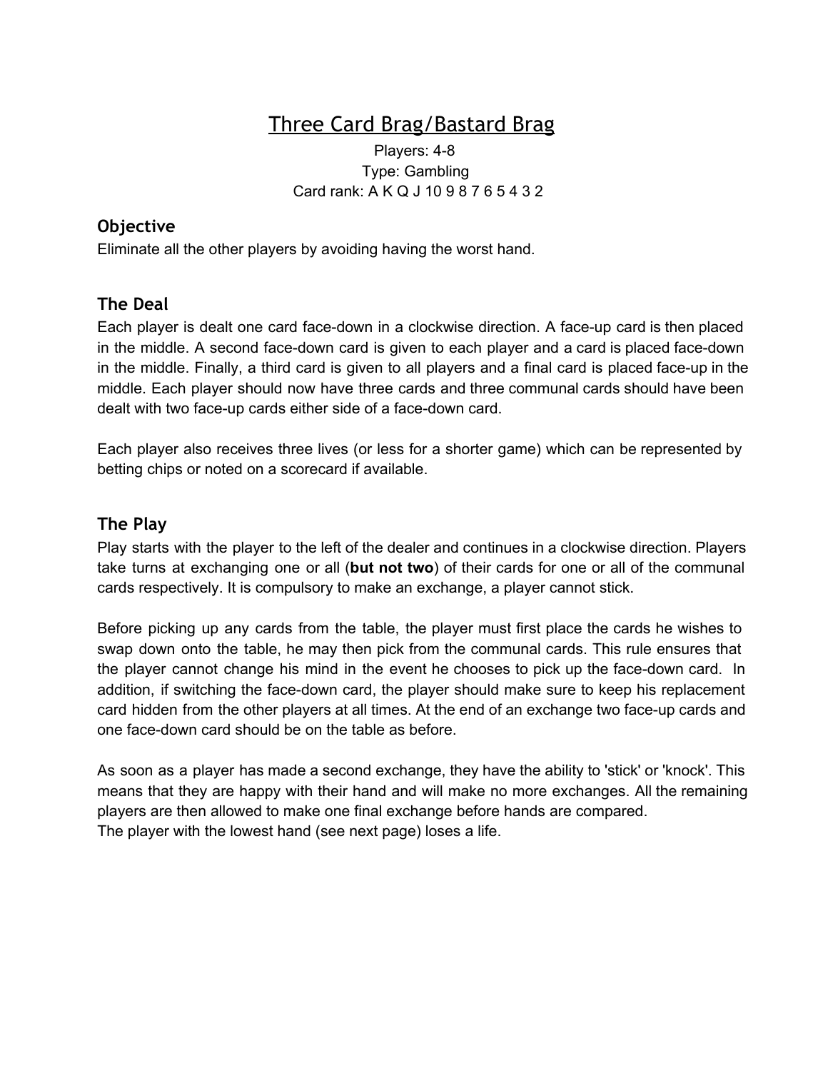# Three Card Brag/Bastard Brag

Players: 4-8
Type: Gambling
Card rank: A K Q J 10 9 8 7 6 5 4 3 2

## Objective

Eliminate all the other players by avoiding having the worst hand.

## The Deal

Each player is dealt one card face-down in a clockwise direction. A face-up card is then placed in the middle. A second face-down card is given to each player and a card is placed face-down in the middle. Finally, a third card is given to all players and a final card is placed face-up in the middle. Each player should now have three cards and three communal cards should have been dealt with two face-up cards either side of a face-down card.

Each player also receives three lives (or less for a shorter game) which can be represented by betting chips or noted on a scorecard if available.

## The Play

Play starts with the player to the left of the dealer and continues in a clockwise direction. Players take turns at exchanging one or all (**but not two**) of their cards for one or all of the communal cards respectively. It is compulsory to make an exchange, a player cannot stick.

Before picking up any cards from the table, the player must first place the cards he wishes to swap down onto the table, he may then pick from the communal cards. This rule ensures that the player cannot change his mind in the event he chooses to pick up the face-down card. In addition, if switching the face-down card, the player should make sure to keep his replacement card hidden from the other players at all times. At the end of an exchange two face-up cards and one face-down card should be on the table as before.

As soon as a player has made a second exchange, they have the ability to 'stick' or 'knock'. This means that they are happy with their hand and will make no more exchanges. All the remaining players are then allowed to make one final exchange before hands are compared.
The player with the lowest hand (see next page) loses a life.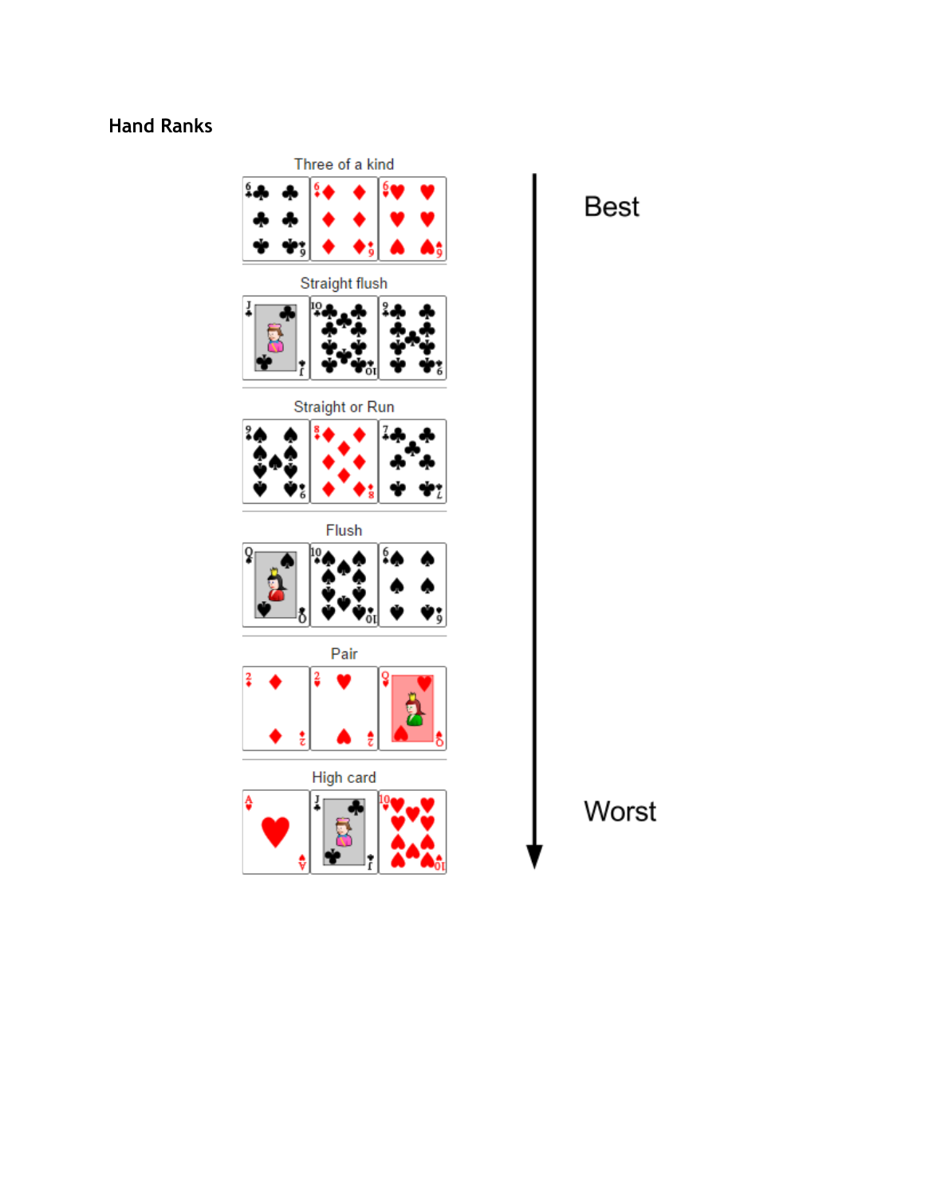## Hand Ranks

Three of a kind

Straight flush

Straight or Run

Flush

Pair

High card

Best

Worst